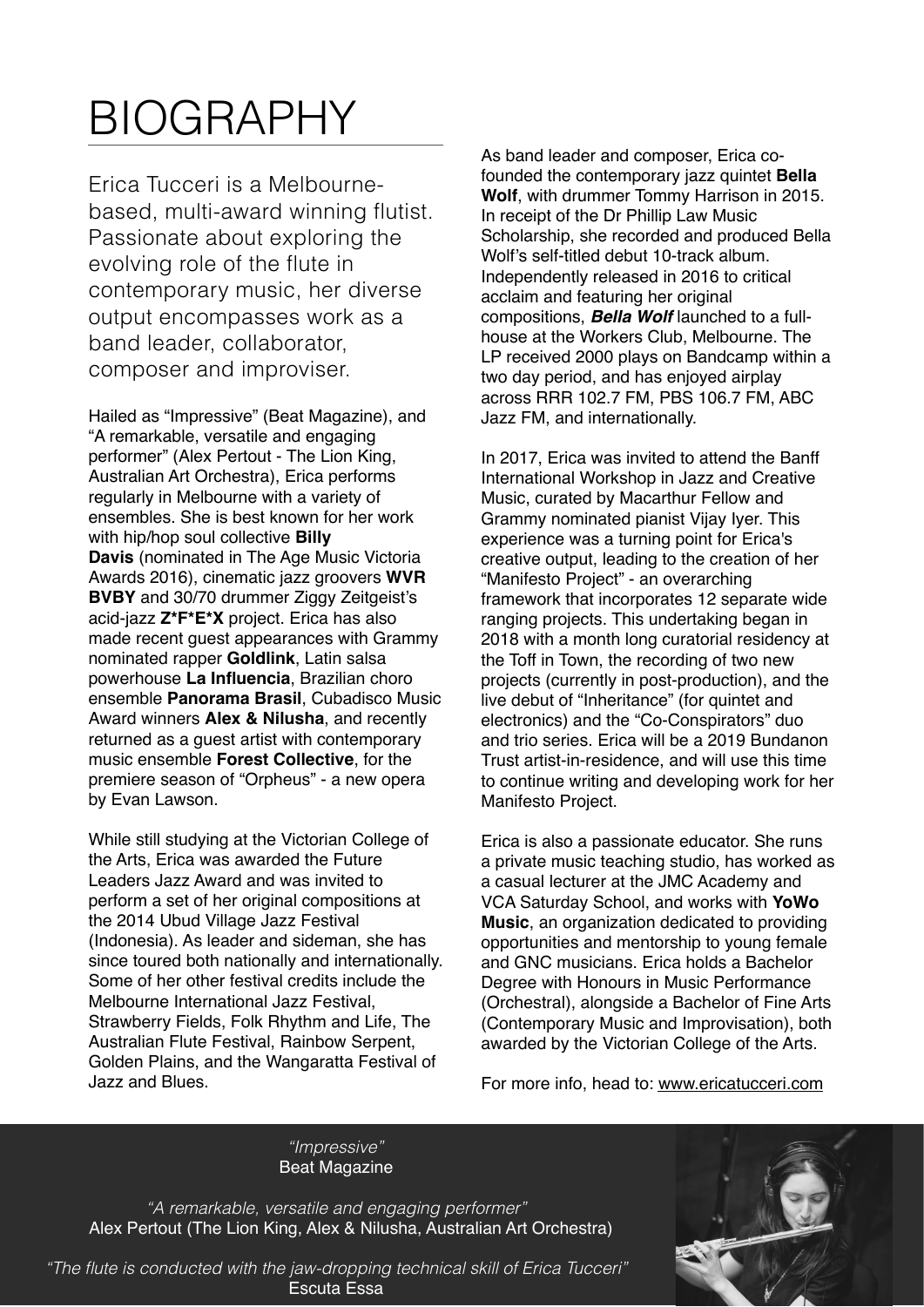# BIOGRAPHY

Erica Tucceri is a Melbourne-based, multi-award winning flutist. Passionate about exploring the evolving role of the flute in contemporary music, her diverse output encompasses work as a band leader, collaborator, composer and improviser.

Hailed as "Impressive" (Beat Magazine), and "A remarkable, versatile and engaging performer" (Alex Pertout - The Lion King, Australian Art Orchestra), Erica performs regularly in Melbourne with a variety of ensembles. She is best known for her work with hip/hop soul collective **Billy Davis** (nominated in The Age Music Victoria Awards 2016), cinematic jazz groovers **WVR BVBY** and 30/70 drummer Ziggy Zeitgeist's acid-jazz **Z*F*E*X** project. Erica has also made recent guest appearances with Grammy nominated rapper **Goldlink**, Latin salsa powerhouse **La Influencia**, Brazilian choro ensemble **Panorama Brasil**, Cubadisco Music Award winners **Alex & Nilusha**, and recently returned as a guest artist with contemporary music ensemble **Forest Collective**, for the premiere season of "Orpheus" - a new opera by Evan Lawson.

While still studying at the Victorian College of the Arts, Erica was awarded the Future Leaders Jazz Award and was invited to perform a set of her original compositions at the 2014 Ubud Village Jazz Festival (Indonesia). As leader and sideman, she has since toured both nationally and internationally. Some of her other festival credits include the Melbourne International Jazz Festival, Strawberry Fields, Folk Rhythm and Life, The Australian Flute Festival, Rainbow Serpent, Golden Plains, and the Wangaratta Festival of Jazz and Blues.

As band leader and composer, Erica co-founded the contemporary jazz quintet **Bella Wolf**, with drummer Tommy Harrison in 2015. In receipt of the Dr Phillip Law Music Scholarship, she recorded and produced Bella Wolf's self-titled debut 10-track album. Independently released in 2016 to critical acclaim and featuring her original compositions, ***Bella Wolf*** launched to a full-house at the Workers Club, Melbourne. The LP received 2000 plays on Bandcamp within a two day period, and has enjoyed airplay across RRR 102.7 FM, PBS 106.7 FM, ABC Jazz FM, and internationally.

In 2017, Erica was invited to attend the Banff International Workshop in Jazz and Creative Music, curated by Macarthur Fellow and Grammy nominated pianist Vijay Iyer. This experience was a turning point for Erica's creative output, leading to the creation of her "Manifesto Project" - an overarching framework that incorporates 12 separate wide ranging projects. This undertaking began in 2018 with a month long curatorial residency at the Toff in Town, the recording of two new projects (currently in post-production), and the live debut of "Inheritance" (for quintet and electronics) and the "Co-Conspirators" duo and trio series. Erica will be a 2019 Bundanon Trust artist-in-residence, and will use this time to continue writing and developing work for her Manifesto Project.

Erica is also a passionate educator. She runs a private music teaching studio, has worked as a casual lecturer at the JMC Academy and VCA Saturday School, and works with **YoWo Music**, an organization dedicated to providing opportunities and mentorship to young female and GNC musicians. Erica holds a Bachelor Degree with Honours in Music Performance (Orchestral), alongside a Bachelor of Fine Arts (Contemporary Music and Improvisation), both awarded by the Victorian College of the Arts.

For more info, head to: www.ericatucceri.com

*"Impressive"*
Beat Magazine

*"A remarkable, versatile and engaging performer"*
Alex Pertout (The Lion King, Alex & Nilusha, Australian Art Orchestra)

*"The flute is conducted with the jaw-dropping technical skill of Erica Tucceri"*
Escuta Essa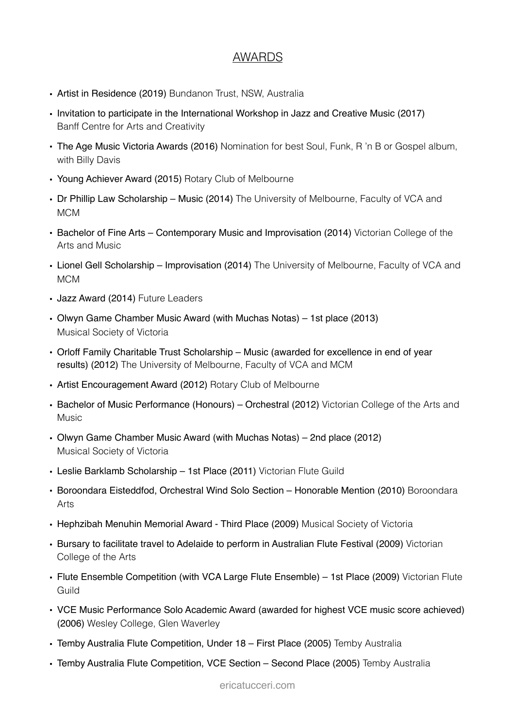# AWARDS

- Artist in Residence (2019) Bundanon Trust, NSW, Australia
- Invitation to participate in the International Workshop in Jazz and Creative Music (2017) Banff Centre for Arts and Creativity
- The Age Music Victoria Awards (2016) Nomination for best Soul, Funk, R 'n B or Gospel album, with Billy Davis
- Young Achiever Award (2015) Rotary Club of Melbourne
- Dr Phillip Law Scholarship – Music (2014) The University of Melbourne, Faculty of VCA and MCM
- Bachelor of Fine Arts – Contemporary Music and Improvisation (2014) Victorian College of the Arts and Music
- Lionel Gell Scholarship – Improvisation (2014) The University of Melbourne, Faculty of VCA and MCM
- Jazz Award (2014) Future Leaders
- Olwyn Game Chamber Music Award (with Muchas Notas) – 1st place (2013) Musical Society of Victoria
- Orloff Family Charitable Trust Scholarship – Music (awarded for excellence in end of year results) (2012) The University of Melbourne, Faculty of VCA and MCM
- Artist Encouragement Award (2012) Rotary Club of Melbourne
- Bachelor of Music Performance (Honours) – Orchestral (2012) Victorian College of the Arts and Music
- Olwyn Game Chamber Music Award (with Muchas Notas) – 2nd place (2012) Musical Society of Victoria
- Leslie Barklamb Scholarship – 1st Place (2011) Victorian Flute Guild
- Boroondara Eisteddfod, Orchestral Wind Solo Section – Honorable Mention (2010) Boroondara Arts
- Hephzibah Menuhin Memorial Award - Third Place (2009) Musical Society of Victoria
- Bursary to facilitate travel to Adelaide to perform in Australian Flute Festival (2009) Victorian College of the Arts
- Flute Ensemble Competition (with VCA Large Flute Ensemble) – 1st Place (2009) Victorian Flute Guild
- VCE Music Performance Solo Academic Award (awarded for highest VCE music score achieved) (2006) Wesley College, Glen Waverley
- Temby Australia Flute Competition, Under 18 – First Place (2005) Temby Australia
- Temby Australia Flute Competition, VCE Section – Second Place (2005) Temby Australia

ericatucceri.com